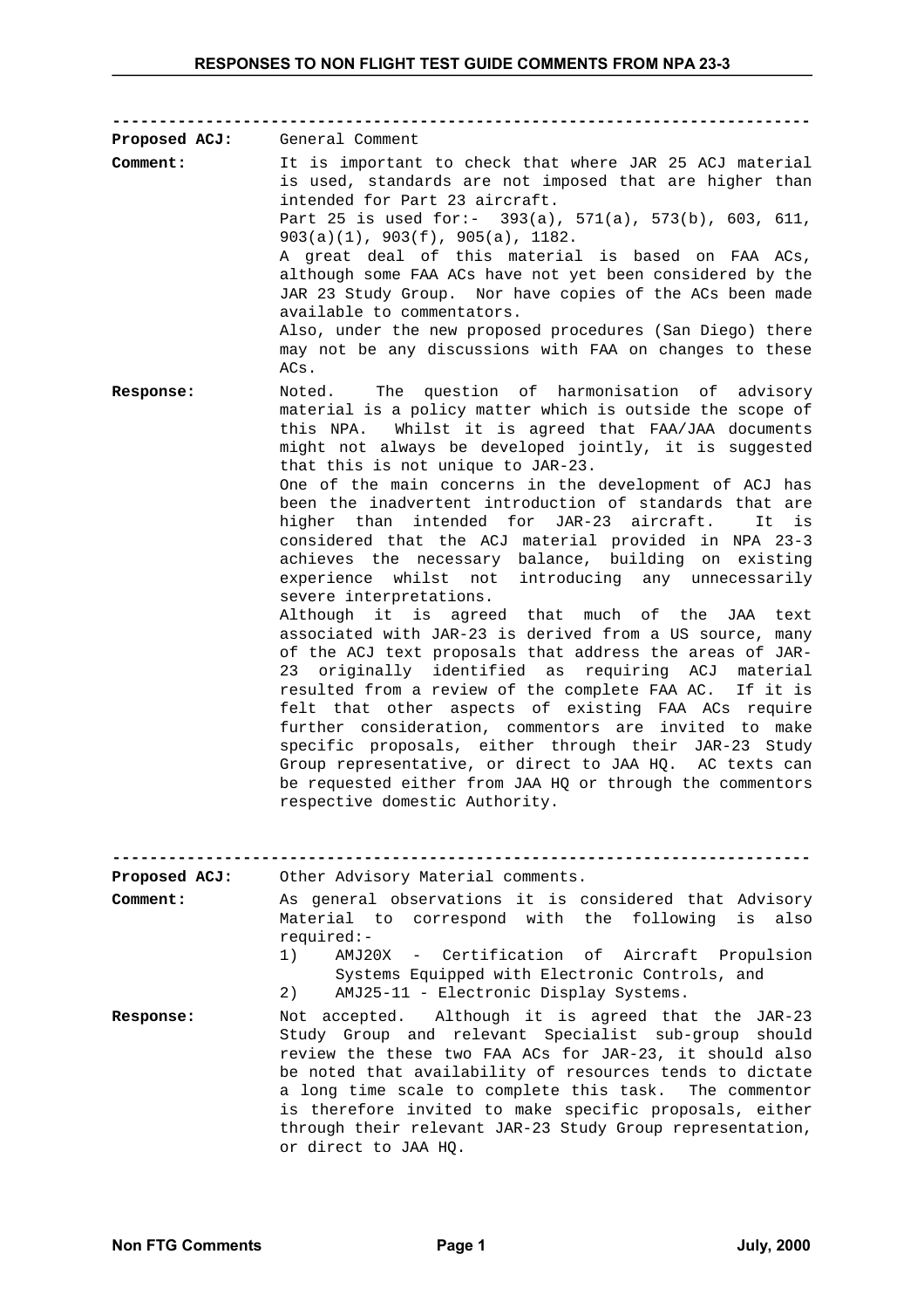**RESPONSES TO NON FLIGHT TEST GUIDE COMMENTS FROM NPA 23-3**

---

**Proposed ACJ:** General Comment

**Comment:** It is important to check that where JAR 25 ACJ material is used, standards are not imposed that are higher than intended for Part 23 aircraft.
Part 25 is used for:- 393(a), 571(a), 573(b), 603, 611, 903(a)(1), 903(f), 905(a), 1182.
A great deal of this material is based on FAA ACs, although some FAA ACs have not yet been considered by the JAR 23 Study Group. Nor have copies of the ACs been made available to commentators.
Also, under the new proposed procedures (San Diego) there may not be any discussions with FAA on changes to these ACs.

**Response:** Noted. The question of harmonisation of advisory material is a policy matter which is outside the scope of this NPA. Whilst it is agreed that FAA/JAA documents might not always be developed jointly, it is suggested that this is not unique to JAR-23.
One of the main concerns in the development of ACJ has been the inadvertent introduction of standards that are higher than intended for JAR-23 aircraft. It is considered that the ACJ material provided in NPA 23-3 achieves the necessary balance, building on existing experience whilst not introducing any unnecessarily severe interpretations.
Although it is agreed that much of the JAA text associated with JAR-23 is derived from a US source, many of the ACJ text proposals that address the areas of JAR-23 originally identified as requiring ACJ material resulted from a review of the complete FAA AC. If it is felt that other aspects of existing FAA ACs require further consideration, commentors are invited to make specific proposals, either through their JAR-23 Study Group representative, or direct to JAA HQ. AC texts can be requested either from JAA HQ or through the commentors respective domestic Authority.

---

**Proposed ACJ:** Other Advisory Material comments.

**Comment:** As general observations it is considered that Advisory Material to correspond with the following is also required:-

1) AMJ20X - Certification of Aircraft Propulsion Systems Equipped with Electronic Controls, and
2) AMJ25-11 - Electronic Display Systems.

**Response:** Not accepted. Although it is agreed that the JAR-23 Study Group and relevant Specialist sub-group should review the these two FAA ACs for JAR-23, it should also be noted that availability of resources tends to dictate a long time scale to complete this task. The commentor is therefore invited to make specific proposals, either through their relevant JAR-23 Study Group representation, or direct to JAA HQ.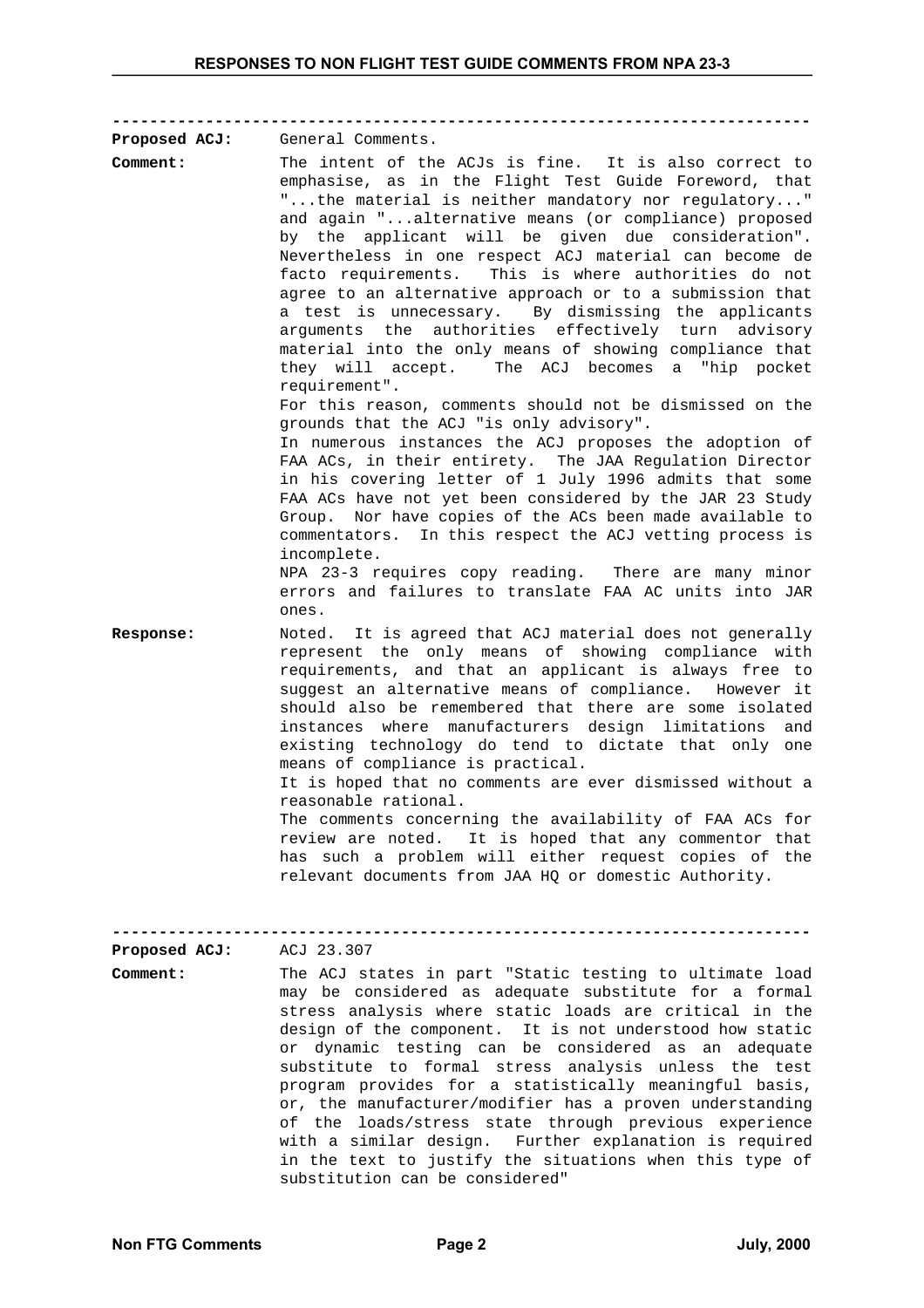---

**Proposed ACJ:** General Comments.

**Comment:** The intent of the ACJs is fine. It is also correct to emphasise, as in the Flight Test Guide Foreword, that "...the material is neither mandatory nor regulatory..." and again "...alternative means (or compliance) proposed by the applicant will be given due consideration". Nevertheless in one respect ACJ material can become de facto requirements. This is where authorities do not agree to an alternative approach or to a submission that a test is unnecessary. By dismissing the applicants arguments the authorities effectively turn advisory material into the only means of showing compliance that they will accept. The ACJ becomes a "hip pocket requirement".

For this reason, comments should not be dismissed on the grounds that the ACJ "is only advisory".

In numerous instances the ACJ proposes the adoption of FAA ACs, in their entirety. The JAA Regulation Director in his covering letter of 1 July 1996 admits that some FAA ACs have not yet been considered by the JAR 23 Study Group. Nor have copies of the ACs been made available to commentators. In this respect the ACJ vetting process is incomplete.

NPA 23-3 requires copy reading. There are many minor errors and failures to translate FAA AC units into JAR ones.

**Response:** Noted. It is agreed that ACJ material does not generally represent the only means of showing compliance with requirements, and that an applicant is always free to suggest an alternative means of compliance. However it should also be remembered that there are some isolated instances where manufacturers design limitations and existing technology do tend to dictate that only one means of compliance is practical.

It is hoped that no comments are ever dismissed without a reasonable rational.

The comments concerning the availability of FAA ACs for review are noted. It is hoped that any commentor that has such a problem will either request copies of the relevant documents from JAA HQ or domestic Authority.

---

**Proposed ACJ:** ACJ 23.307

**Comment:** The ACJ states in part "Static testing to ultimate load may be considered as adequate substitute for a formal stress analysis where static loads are critical in the design of the component. It is not understood how static or dynamic testing can be considered as an adequate substitute to formal stress analysis unless the test program provides for a statistically meaningful basis, or, the manufacturer/modifier has a proven understanding of the loads/stress state through previous experience with a similar design. Further explanation is required in the text to justify the situations when this type of substitution can be considered"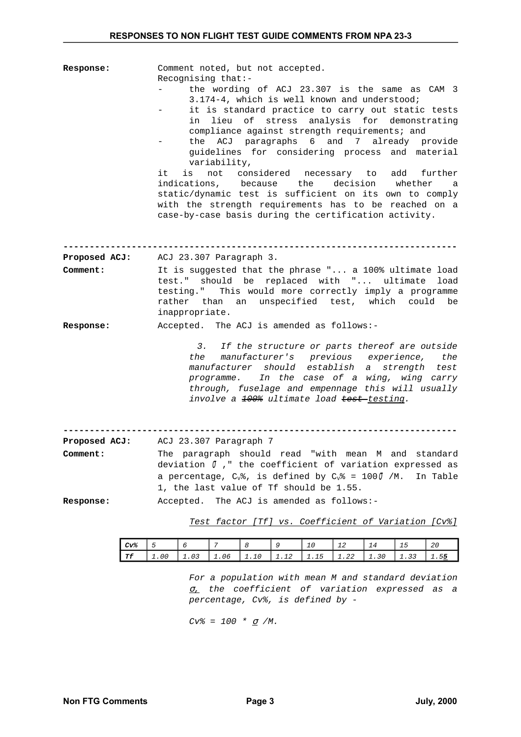**Response:** Comment noted, but not accepted.

Recognising that:-

- the wording of ACJ 23.307 is the same as CAM 3 3.174-4, which is well known and understood;
- it is standard practice to carry out static tests in lieu of stress analysis for demonstrating compliance against strength requirements; and
- the ACJ paragraphs 6 and 7 already provide guidelines for considering process and material variability,

it is not considered necessary to add further indications, because the decision whether a static/dynamic test is sufficient on its own to comply with the strength requirements has to be reached on a case-by-case basis during the certification activity.

---

**Proposed ACJ:** ACJ 23.307 Paragraph 3.

**Comment:** It is suggested that the phrase "... a 100% ultimate load test." should be replaced with "... ultimate load testing." This would more correctly imply a programme rather than an unspecified test, which could be inappropriate.

**Response:** Accepted. The ACJ is amended as follows:-

*3. If the structure or parts thereof are outside the manufacturer's previous experience, the manufacturer should establish a strength test programme. In the case of a wing, wing carry through, fuselage and empennage this will usually involve a ~~100%~~ ultimate load ~~test~~ testing.*

---

**Proposed ACJ:** ACJ 23.307 Paragraph 7

**Comment:** The paragraph should read "with mean M and standard deviation $\sigma$," the coefficient of variation expressed as a percentage, $C_v\%$, is defined by $C_v\% = 100\sigma/M$. In Table 1, the last value of Tf should be 1.55.

**Response:** Accepted. The ACJ is amended as follows:-

*Test factor [Tf] vs. Coefficient of Variation [Cv%]*

| **Cv%** | 5 | 6 | 7 | 8 | 9 | 10 | 12 | 14 | 15 | 20 |
|---|---|---|---|---|---|---|---|---|---|---|
| **Tf** | 1.00 | 1.03 | 1.06 | 1.10 | 1.12 | 1.15 | 1.22 | 1.30 | 1.33 | 1.5**5** |

*For a population with mean M and standard deviation σ, the coefficient of variation expressed as a percentage, Cv%, is defined by -*

*$Cv\% = 100 * \sigma / M$.*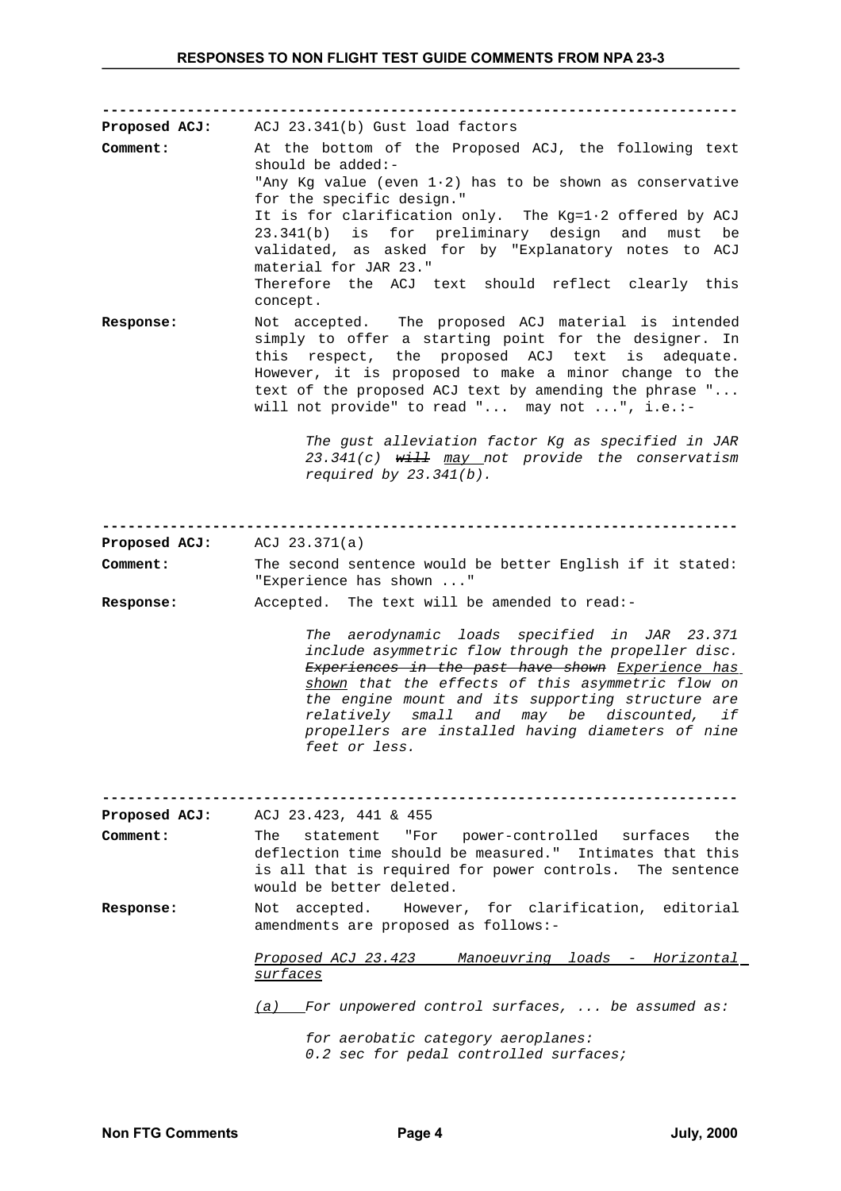---

**Proposed ACJ:** ACJ 23.341(b) Gust load factors

**Comment:** At the bottom of the Proposed ACJ, the following text should be added:-
"Any Kg value (even 1·2) has to be shown as conservative for the specific design."
It is for clarification only. The Kg=1·2 offered by ACJ 23.341(b) is for preliminary design and must be validated, as asked for by "Explanatory notes to ACJ material for JAR 23."
Therefore the ACJ text should reflect clearly this concept.

**Response:** Not accepted. The proposed ACJ material is intended simply to offer a starting point for the designer. In this respect, the proposed ACJ text is adequate. However, it is proposed to make a minor change to the text of the proposed ACJ text by amending the phrase "... will not provide" to read "... may not ...", i.e.:-

> *The gust alleviation factor Kg as specified in JAR 23.341(c) ~~will~~ <u>may</u> not provide the conservatism required by 23.341(b).*

---

**Proposed ACJ:** ACJ 23.371(a)

**Comment:** The second sentence would be better English if it stated: "Experience has shown ..."

**Response:** Accepted. The text will be amended to read:-

> *The aerodynamic loads specified in JAR 23.371 include asymmetric flow through the propeller disc. ~~Experiences in the past have shown~~ <u>Experience has shown</u> that the effects of this asymmetric flow on the engine mount and its supporting structure are relatively small and may be discounted, if propellers are installed having diameters of nine feet or less.*

---

**Proposed ACJ:** ACJ 23.423, 441 & 455

**Comment:** The statement "For power-controlled surfaces the deflection time should be measured." Intimates that this is all that is required for power controls. The sentence would be better deleted.

**Response:** Not accepted. However, for clarification, editorial amendments are proposed as follows:-

<u>*Proposed ACJ 23.423 Manoeuvring loads - Horizontal surfaces*</u>

*<u>(a)</u> For unpowered control surfaces, ... be assumed as:*

> *for aerobatic category aeroplanes:*
> *0.2 sec for pedal controlled surfaces;*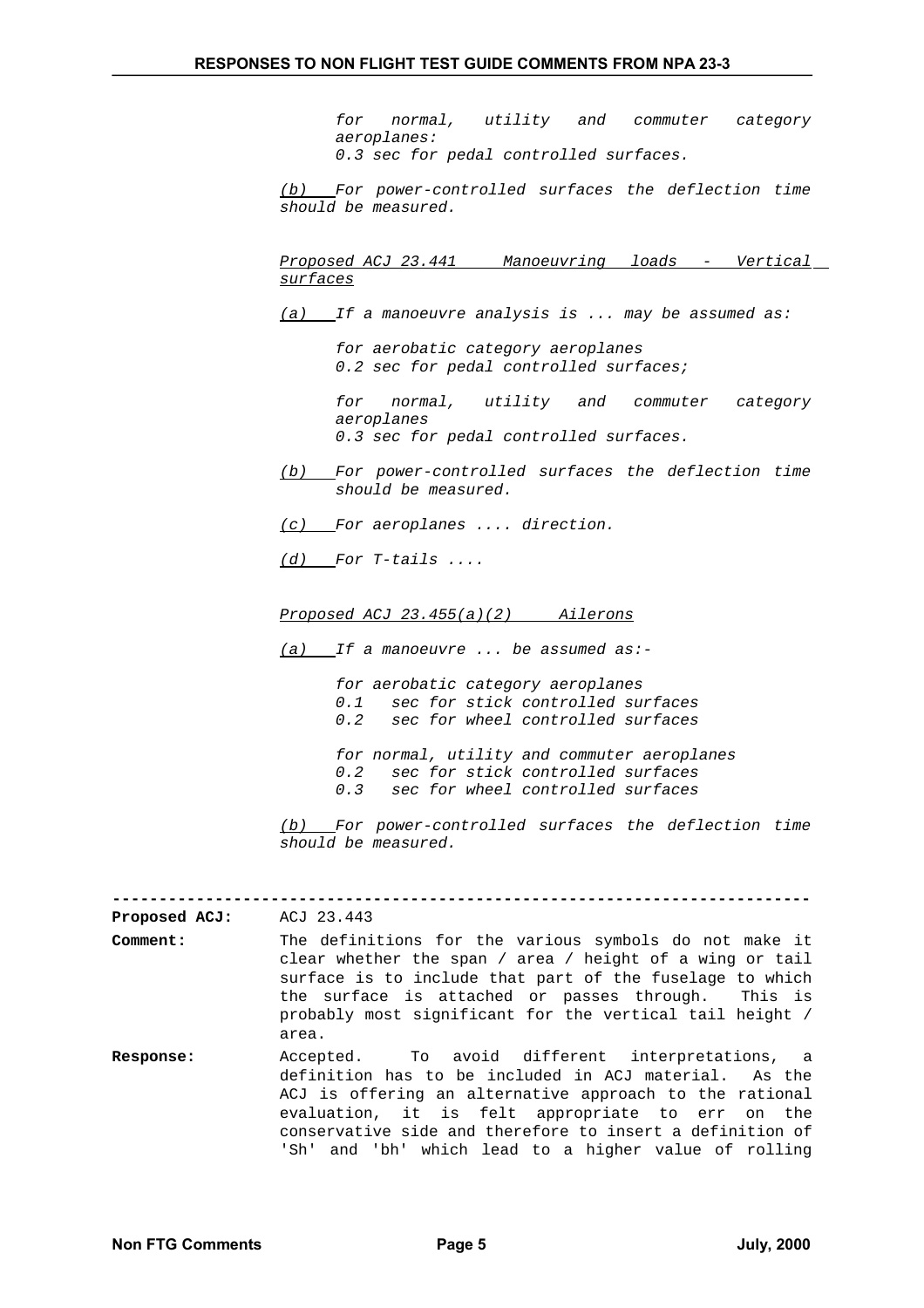*for normal, utility and commuter category aeroplanes:*
*0.3 sec for pedal controlled surfaces.*

*(b) For power-controlled surfaces the deflection time should be measured.*

*Proposed ACJ 23.441 Manoeuvring loads - Vertical surfaces*

*(a) If a manoeuvre analysis is ... may be assumed as:*

*for aerobatic category aeroplanes*
*0.2 sec for pedal controlled surfaces;*

*for normal, utility and commuter category aeroplanes*
*0.3 sec for pedal controlled surfaces.*

*(b) For power-controlled surfaces the deflection time should be measured.*

*(c) For aeroplanes .... direction.*

*(d) For T-tails ....*

*Proposed ACJ 23.455(a)(2) Ailerons*

*(a) If a manoeuvre ... be assumed as:-*

*for aerobatic category aeroplanes*
*0.1 sec for stick controlled surfaces*
*0.2 sec for wheel controlled surfaces*

*for normal, utility and commuter aeroplanes*
*0.2 sec for stick controlled surfaces*
*0.3 sec for wheel controlled surfaces*

*(b) For power-controlled surfaces the deflection time should be measured.*

---

**Proposed ACJ:** ACJ 23.443

**Comment:** The definitions for the various symbols do not make it clear whether the span / area / height of a wing or tail surface is to include that part of the fuselage to which the surface is attached or passes through. This is probably most significant for the vertical tail height / area.

**Response:** Accepted. To avoid different interpretations, a definition has to be included in ACJ material. As the ACJ is offering an alternative approach to the rational evaluation, it is felt appropriate to err on the conservative side and therefore to insert a definition of 'Sh' and 'bh' which lead to a higher value of rolling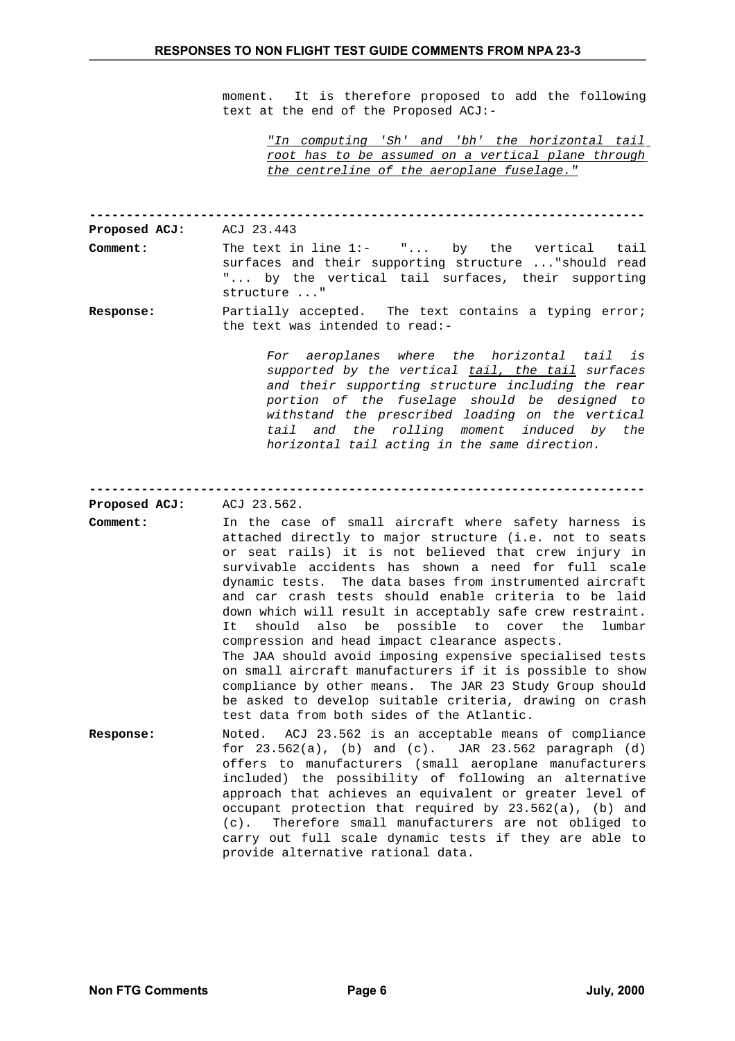moment. It is therefore proposed to add the following text at the end of the Proposed ACJ:-

> *<u>"In computing 'Sh' and 'bh' the horizontal tail root has to be assumed on a vertical plane through the centreline of the aeroplane fuselage."</u>*

---

**Proposed ACJ:** ACJ 23.443

**Comment:** The text in line 1:- "... by the vertical tail surfaces and their supporting structure ..."should read "... by the vertical tail surfaces, their supporting structure ..."

**Response:** Partially accepted. The text contains a typing error; the text was intended to read:-

> *For aeroplanes where the horizontal tail is supported by the vertical <u>tail, the tail</u> surfaces and their supporting structure including the rear portion of the fuselage should be designed to withstand the prescribed loading on the vertical tail and the rolling moment induced by the horizontal tail acting in the same direction.*

---

**Proposed ACJ:** ACJ 23.562.

**Comment:** In the case of small aircraft where safety harness is attached directly to major structure (i.e. not to seats or seat rails) it is not believed that crew injury in survivable accidents has shown a need for full scale dynamic tests. The data bases from instrumented aircraft and car crash tests should enable criteria to be laid down which will result in acceptably safe crew restraint. It should also be possible to cover the lumbar compression and head impact clearance aspects.
The JAA should avoid imposing expensive specialised tests on small aircraft manufacturers if it is possible to show compliance by other means. The JAR 23 Study Group should be asked to develop suitable criteria, drawing on crash test data from both sides of the Atlantic.

**Response:** Noted. ACJ 23.562 is an acceptable means of compliance for 23.562(a), (b) and (c). JAR 23.562 paragraph (d) offers to manufacturers (small aeroplane manufacturers included) the possibility of following an alternative approach that achieves an equivalent or greater level of occupant protection that required by 23.562(a), (b) and (c). Therefore small manufacturers are not obliged to carry out full scale dynamic tests if they are able to provide alternative rational data.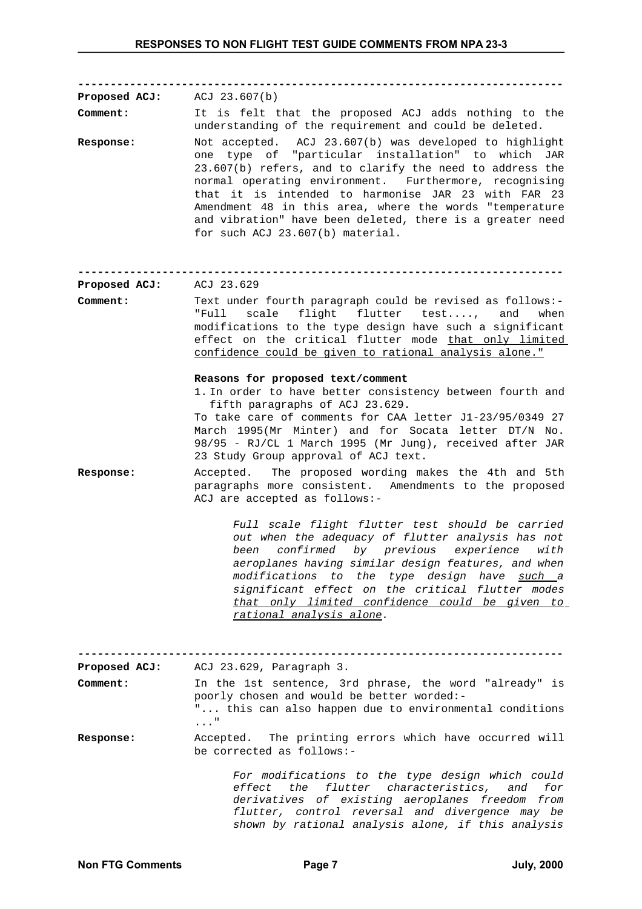---

**Proposed ACJ:** ACJ 23.607(b)

**Comment:** It is felt that the proposed ACJ adds nothing to the understanding of the requirement and could be deleted.

**Response:** Not accepted. ACJ 23.607(b) was developed to highlight one type of "particular installation" to which JAR 23.607(b) refers, and to clarify the need to address the normal operating environment. Furthermore, recognising that it is intended to harmonise JAR 23 with FAR 23 Amendment 48 in this area, where the words "temperature and vibration" have been deleted, there is a greater need for such ACJ 23.607(b) material.

---

**Proposed ACJ:** ACJ 23.629

**Comment:** Text under fourth paragraph could be revised as follows:- "Full scale flight flutter test...., and when modifications to the type design have such a significant effect on the critical flutter mode <u>that only limited confidence could be given to rational analysis alone."</u>

**Reasons for proposed text/comment**

1. In order to have better consistency between fourth and fifth paragraphs of ACJ 23.629.

To take care of comments for CAA letter J1-23/95/0349 27 March 1995(Mr Minter) and for Socata letter DT/N No. 98/95 - RJ/CL 1 March 1995 (Mr Jung), received after JAR 23 Study Group approval of ACJ text.

**Response:** Accepted. The proposed wording makes the 4th and 5th paragraphs more consistent. Amendments to the proposed ACJ are accepted as follows:-

> *Full scale flight flutter test should be carried out when the adequacy of flutter analysis has not been confirmed by previous experience with aeroplanes having similar design features, and when modifications to the type design have <u>such a</u> significant effect on the critical flutter modes <u>that only limited confidence could be given to rational analysis alone</u>.*

---

**Proposed ACJ:** ACJ 23.629, Paragraph 3.

**Comment:** In the 1st sentence, 3rd phrase, the word "already" is poorly chosen and would be better worded:- "... this can also happen due to environmental conditions ..."

**Response:** Accepted. The printing errors which have occurred will be corrected as follows:-

> *For modifications to the type design which could effect the flutter characteristics, and for derivatives of existing aeroplanes freedom from flutter, control reversal and divergence may be shown by rational analysis alone, if this analysis*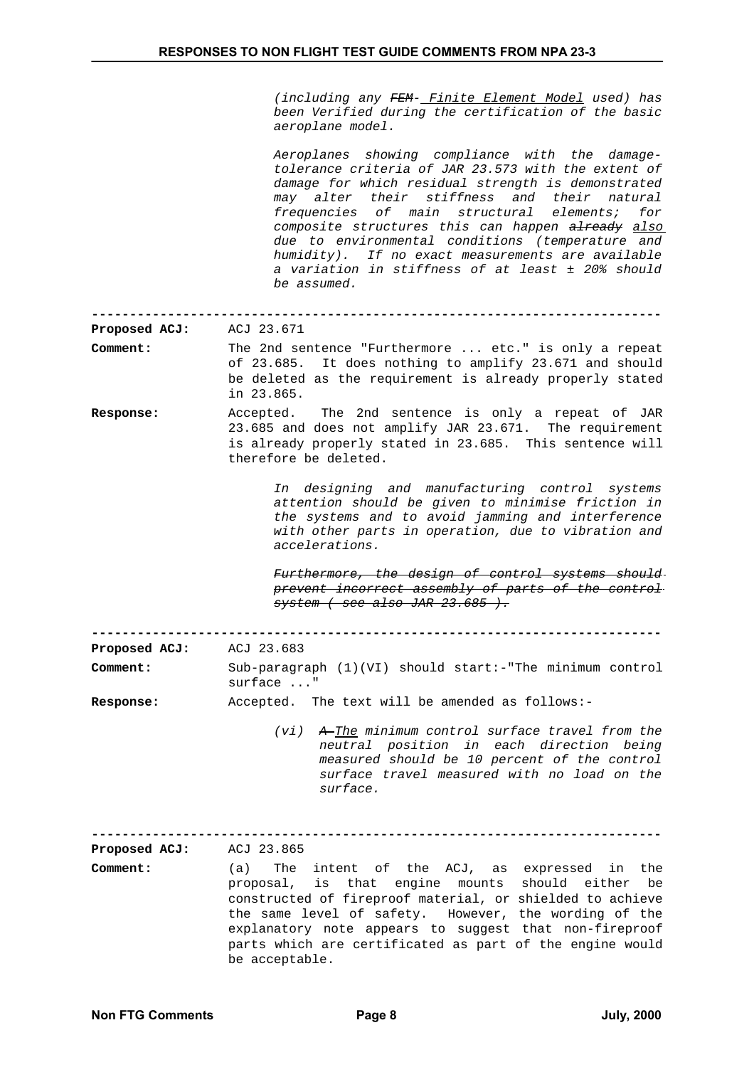*(including any ~~FEM~~ Finite Element Model used) has been Verified during the certification of the basic aeroplane model.*

*Aeroplanes showing compliance with the damage-tolerance criteria of JAR 23.573 with the extent of damage for which residual strength is demonstrated may alter their stiffness and their natural frequencies of main structural elements; for composite structures this can happen ~~already~~ also due to environmental conditions (temperature and humidity). If no exact measurements are available a variation in stiffness of at least ± 20% should be assumed.*

---

**Proposed ACJ:** ACJ 23.671

**Comment:** The 2nd sentence "Furthermore ... etc." is only a repeat of 23.685. It does nothing to amplify 23.671 and should be deleted as the requirement is already properly stated in 23.865.

**Response:** Accepted. The 2nd sentence is only a repeat of JAR 23.685 and does not amplify JAR 23.671. The requirement is already properly stated in 23.685. This sentence will therefore be deleted.

*In designing and manufacturing control systems attention should be given to minimise friction in the systems and to avoid jamming and interference with other parts in operation, due to vibration and accelerations.*

*~~Furthermore, the design of control systems should prevent incorrect assembly of parts of the control system ( see also JAR 23.685 ).~~*

---

**Proposed ACJ:** ACJ 23.683

**Comment:** Sub-paragraph (1)(VI) should start:-"The minimum control surface ..."

**Response:** Accepted. The text will be amended as follows:-

*(vi) ~~A~~ The minimum control surface travel from the neutral position in each direction being measured should be 10 percent of the control surface travel measured with no load on the surface.*

---

**Proposed ACJ:** ACJ 23.865

**Comment:** (a) The intent of the ACJ, as expressed in the proposal, is that engine mounts should either be constructed of fireproof material, or shielded to achieve the same level of safety. However, the wording of the explanatory note appears to suggest that non-fireproof parts which are certificated as part of the engine would be acceptable.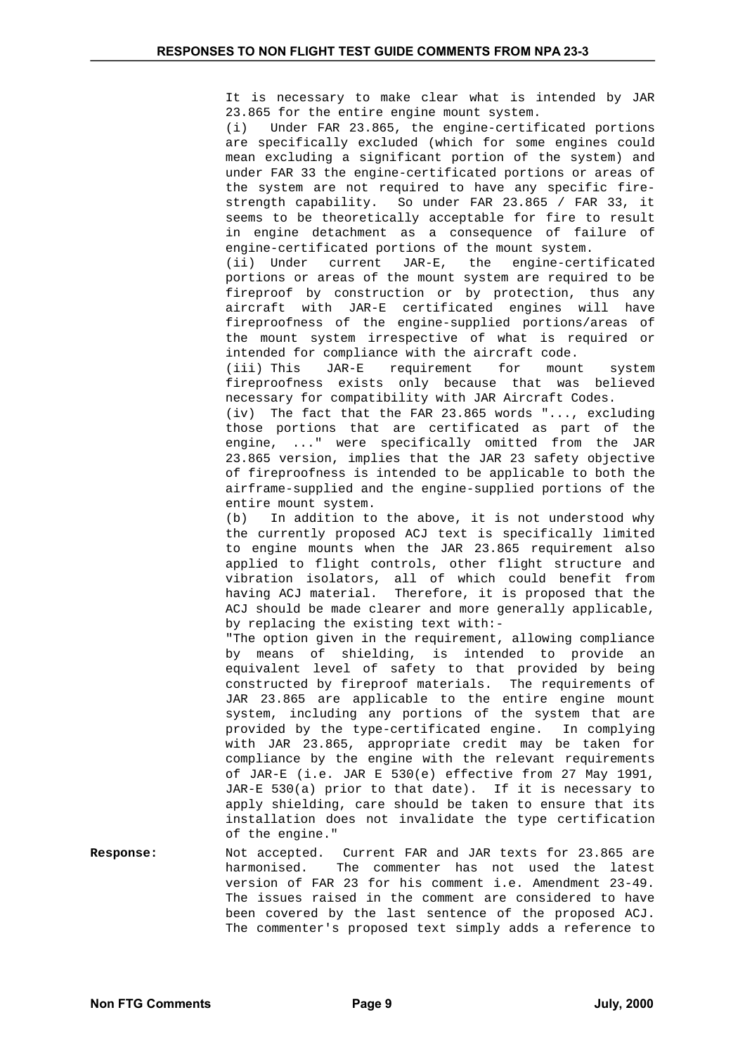It is necessary to make clear what is intended by JAR 23.865 for the entire engine mount system.

(i) Under FAR 23.865, the engine-certificated portions are specifically excluded (which for some engines could mean excluding a significant portion of the system) and under FAR 33 the engine-certificated portions or areas of the system are not required to have any specific fire-strength capability. So under FAR 23.865 / FAR 33, it seems to be theoretically acceptable for fire to result in engine detachment as a consequence of failure of engine-certificated portions of the mount system.

(ii) Under current JAR-E, the engine-certificated portions or areas of the mount system are required to be fireproof by construction or by protection, thus any aircraft with JAR-E certificated engines will have fireproofness of the engine-supplied portions/areas of the mount system irrespective of what is required or intended for compliance with the aircraft code.

(iii) This JAR-E requirement for mount system fireproofness exists only because that was believed necessary for compatibility with JAR Aircraft Codes.

(iv) The fact that the FAR 23.865 words "..., excluding those portions that are certificated as part of the engine, ..." were specifically omitted from the JAR 23.865 version, implies that the JAR 23 safety objective of fireproofness is intended to be applicable to both the airframe-supplied and the engine-supplied portions of the entire mount system.

(b) In addition to the above, it is not understood why the currently proposed ACJ text is specifically limited to engine mounts when the JAR 23.865 requirement also applied to flight controls, other flight structure and vibration isolators, all of which could benefit from having ACJ material. Therefore, it is proposed that the ACJ should be made clearer and more generally applicable, by replacing the existing text with:-

"The option given in the requirement, allowing compliance by means of shielding, is intended to provide an equivalent level of safety to that provided by being constructed by fireproof materials. The requirements of JAR 23.865 are applicable to the entire engine mount system, including any portions of the system that are provided by the type-certificated engine. In complying with JAR 23.865, appropriate credit may be taken for compliance by the engine with the relevant requirements of JAR-E (i.e. JAR E 530(e) effective from 27 May 1991, JAR-E 530(a) prior to that date). If it is necessary to apply shielding, care should be taken to ensure that its installation does not invalidate the type certification of the engine."

**Response:** Not accepted. Current FAR and JAR texts for 23.865 are harmonised. The commenter has not used the latest version of FAR 23 for his comment i.e. Amendment 23-49. The issues raised in the comment are considered to have been covered by the last sentence of the proposed ACJ. The commenter's proposed text simply adds a reference to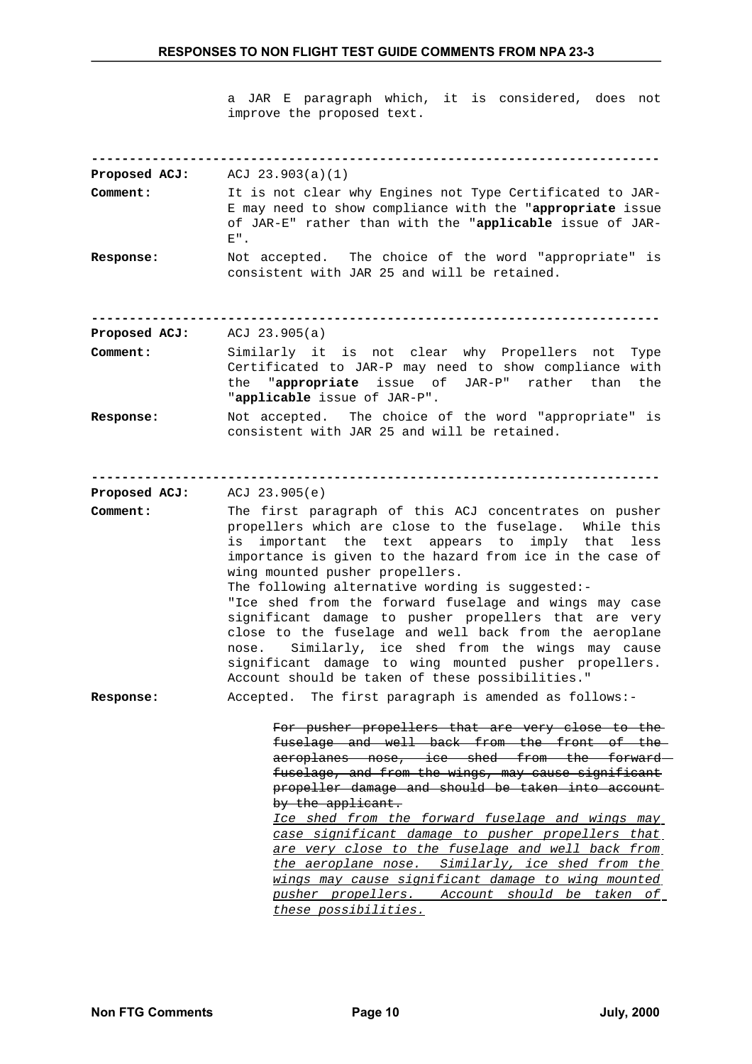a JAR E paragraph which, it is considered, does not improve the proposed text.

---

**Proposed ACJ:** ACJ 23.903(a)(1)

**Comment:** It is not clear why Engines not Type Certificated to JAR-E may need to show compliance with the "**appropriate** issue of JAR-E" rather than with the "**applicable** issue of JAR-E".

**Response:** Not accepted. The choice of the word "appropriate" is consistent with JAR 25 and will be retained.

---

**Proposed ACJ:** ACJ 23.905(a)

**Comment:** Similarly it is not clear why Propellers not Type Certificated to JAR-P may need to show compliance with the "**appropriate** issue of JAR-P" rather than the "**applicable** issue of JAR-P".

**Response:** Not accepted. The choice of the word "appropriate" is consistent with JAR 25 and will be retained.

---

**Proposed ACJ:** ACJ 23.905(e)

**Comment:** The first paragraph of this ACJ concentrates on pusher propellers which are close to the fuselage. While this is important the text appears to imply that less importance is given to the hazard from ice in the case of wing mounted pusher propellers.
The following alternative wording is suggested:-
"Ice shed from the forward fuselage and wings may case significant damage to pusher propellers that are very close to the fuselage and well back from the aeroplane nose. Similarly, ice shed from the wings may cause significant damage to wing mounted pusher propellers. Account should be taken of these possibilities."

**Response:** Accepted. The first paragraph is amended as follows:-

> ~~For pusher propellers that are very close to the fuselage and well back from the front of the aeroplanes nose, ice shed from the forward fuselage, and from the wings, may cause significant propeller damage and should be taken into account by the applicant.~~
> <u>*Ice shed from the forward fuselage and wings may case significant damage to pusher propellers that are very close to the fuselage and well back from the aeroplane nose. Similarly, ice shed from the wings may cause significant damage to wing mounted pusher propellers. Account should be taken of these possibilities.*</u>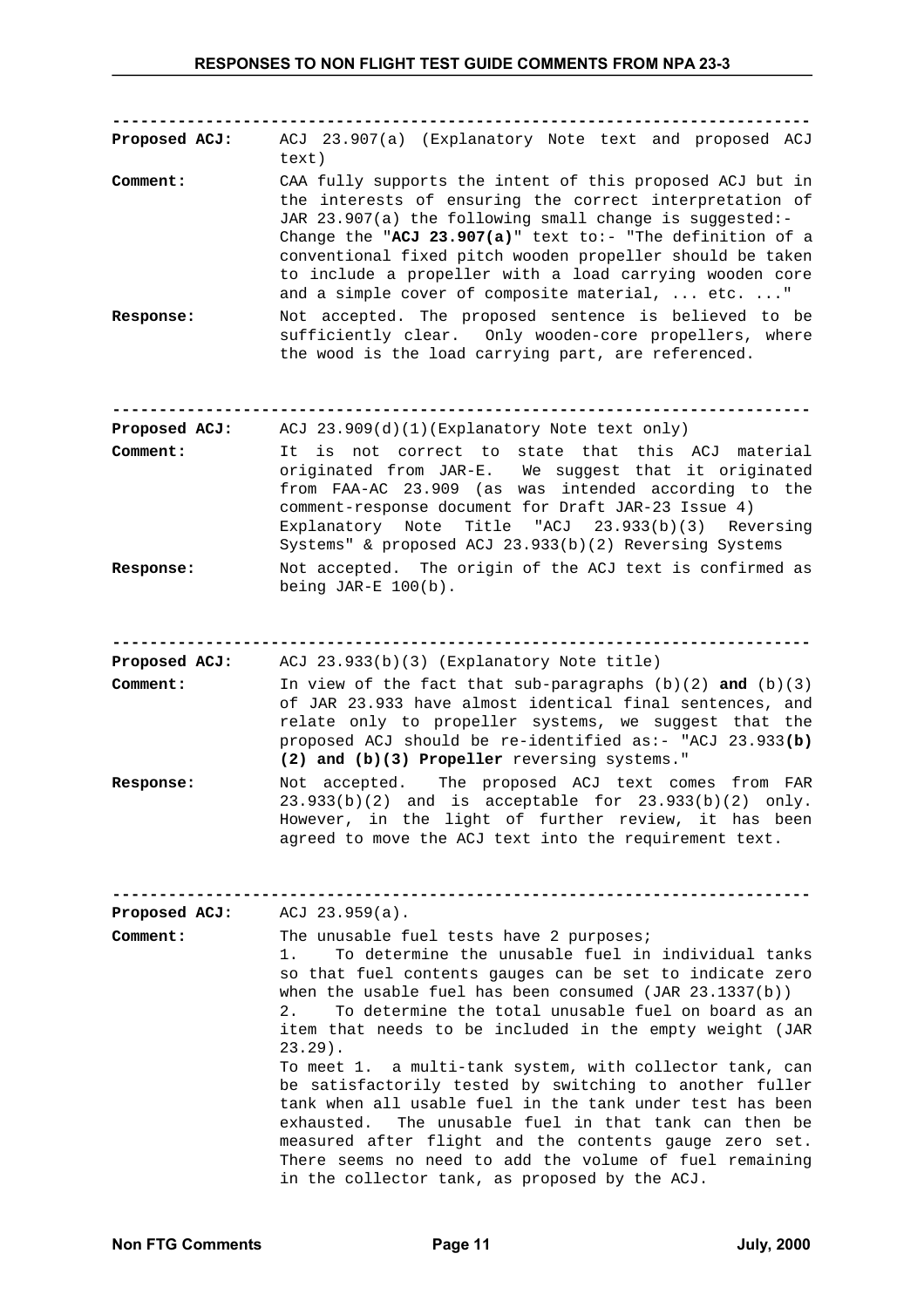---

**Proposed ACJ:** ACJ 23.907(a) (Explanatory Note text and proposed ACJ text)

**Comment:** CAA fully supports the intent of this proposed ACJ but in the interests of ensuring the correct interpretation of JAR 23.907(a) the following small change is suggested:- Change the "**ACJ 23.907(a)**" text to:- "The definition of a conventional fixed pitch wooden propeller should be taken to include a propeller with a load carrying wooden core and a simple cover of composite material, ... etc. ..."

**Response:** Not accepted. The proposed sentence is believed to be sufficiently clear. Only wooden-core propellers, where the wood is the load carrying part, are referenced.

---

**Proposed ACJ:** ACJ 23.909(d)(1)(Explanatory Note text only)

**Comment:** It is not correct to state that this ACJ material originated from JAR-E. We suggest that it originated from FAA-AC 23.909 (as was intended according to the comment-response document for Draft JAR-23 Issue 4) Explanatory Note Title "ACJ 23.933(b)(3) Reversing Systems" & proposed ACJ 23.933(b)(2) Reversing Systems

**Response:** Not accepted. The origin of the ACJ text is confirmed as being JAR-E 100(b).

---

**Proposed ACJ:** ACJ 23.933(b)(3) (Explanatory Note title)

**Comment:** In view of the fact that sub-paragraphs (b)(2) **and** (b)(3) of JAR 23.933 have almost identical final sentences, and relate only to propeller systems, we suggest that the proposed ACJ should be re-identified as:- "ACJ 23.933**(b)(2) and (b)(3) Propeller** reversing systems."

**Response:** Not accepted. The proposed ACJ text comes from FAR 23.933(b)(2) and is acceptable for 23.933(b)(2) only. However, in the light of further review, it has been agreed to move the ACJ text into the requirement text.

---

**Proposed ACJ:** ACJ 23.959(a).

**Comment:** The unusable fuel tests have 2 purposes;

1. To determine the unusable fuel in individual tanks so that fuel contents gauges can be set to indicate zero when the usable fuel has been consumed (JAR 23.1337(b))
2. To determine the total unusable fuel on board as an item that needs to be included in the empty weight (JAR 23.29).

To meet 1. a multi-tank system, with collector tank, can be satisfactorily tested by switching to another fuller tank when all usable fuel in the tank under test has been exhausted. The unusable fuel in that tank can then be measured after flight and the contents gauge zero set. There seems no need to add the volume of fuel remaining in the collector tank, as proposed by the ACJ.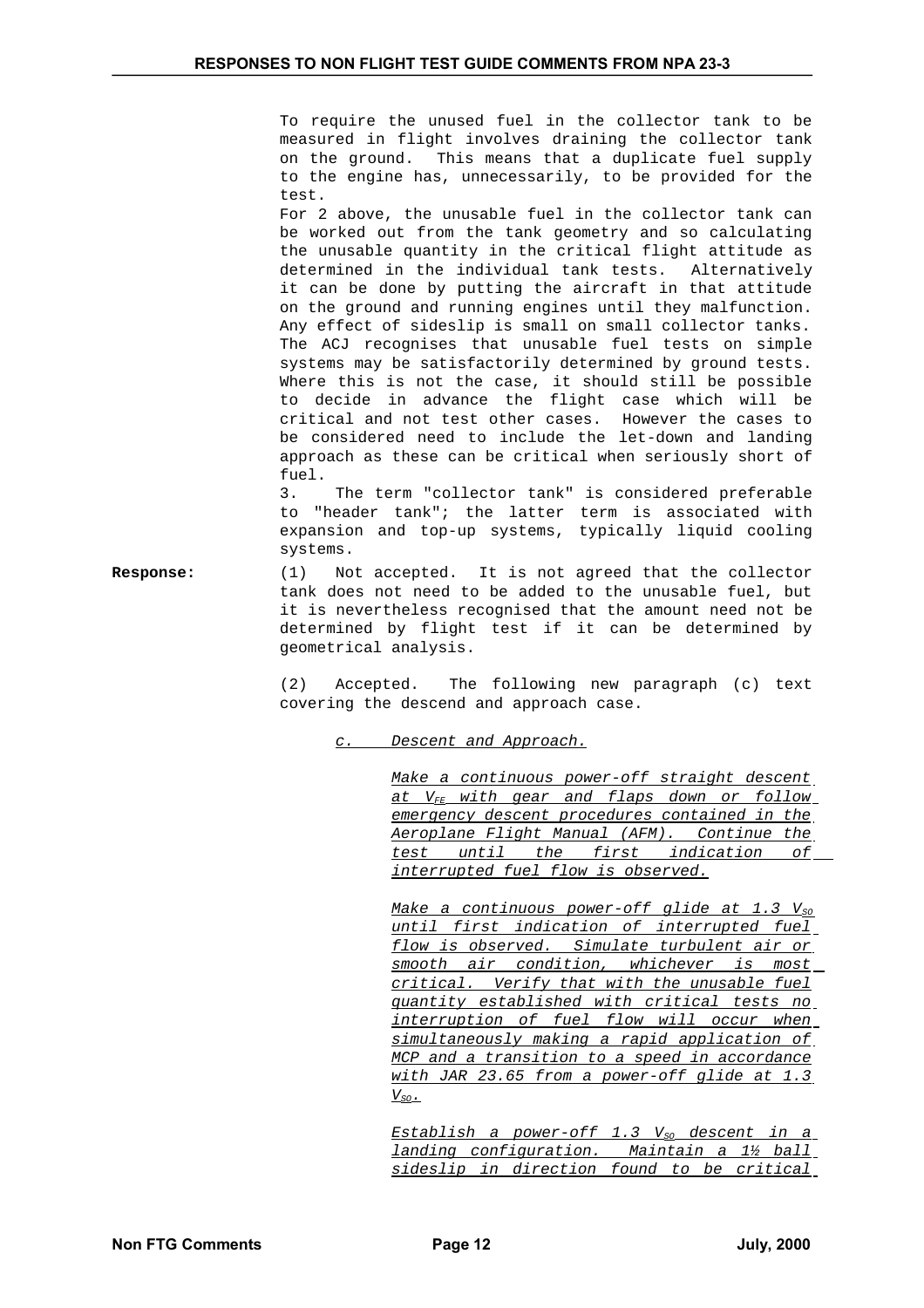To require the unused fuel in the collector tank to be measured in flight involves draining the collector tank on the ground. This means that a duplicate fuel supply to the engine has, unnecessarily, to be provided for the test.

For 2 above, the unusable fuel in the collector tank can be worked out from the tank geometry and so calculating the unusable quantity in the critical flight attitude as determined in the individual tank tests. Alternatively it can be done by putting the aircraft in that attitude on the ground and running engines until they malfunction. Any effect of sideslip is small on small collector tanks. The ACJ recognises that unusable fuel tests on simple systems may be satisfactorily determined by ground tests. Where this is not the case, it should still be possible to decide in advance the flight case which will be critical and not test other cases. However the cases to be considered need to include the let-down and landing approach as these can be critical when seriously short of fuel.

3. The term "collector tank" is considered preferable to "header tank"; the latter term is associated with expansion and top-up systems, typically liquid cooling systems.

**Response:** (1) Not accepted. It is not agreed that the collector tank does not need to be added to the unusable fuel, but it is nevertheless recognised that the amount need not be determined by flight test if it can be determined by geometrical analysis.

(2) Accepted. The following new paragraph (c) text covering the descend and approach case.

*c. Descent and Approach.*

*Make a continuous power-off straight descent at $V_{FE}$ with gear and flaps down or follow emergency descent procedures contained in the Aeroplane Flight Manual (AFM). Continue the test until the first indication of interrupted fuel flow is observed.*

*Make a continuous power-off glide at 1.3 $V_{SO}$ until first indication of interrupted fuel flow is observed. Simulate turbulent air or smooth air condition, whichever is most critical. Verify that with the unusable fuel quantity established with critical tests no interruption of fuel flow will occur when simultaneously making a rapid application of MCP and a transition to a speed in accordance with JAR 23.65 from a power-off glide at 1.3 $V_{SO}$.*

*Establish a power-off 1.3 $V_{SO}$ descent in a landing configuration. Maintain a 1½ ball sideslip in direction found to be critical*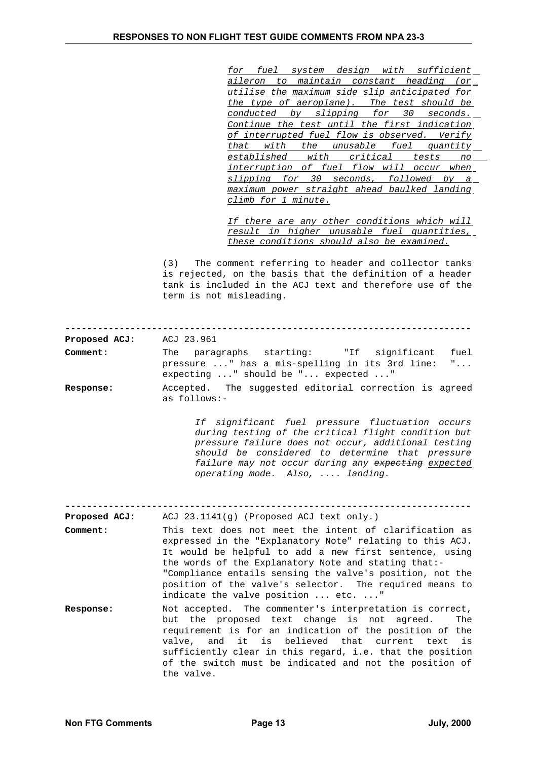<u>*for fuel system design with sufficient aileron to maintain constant heading (or utilise the maximum side slip anticipated for the type of aeroplane). The test should be conducted by slipping for 30 seconds. Continue the test until the first indication of interrupted fuel flow is observed. Verify that with the unusable fuel quantity established with critical tests no interruption of fuel flow will occur when slipping for 30 seconds, followed by a maximum power straight ahead baulked landing climb for 1 minute.*</u>

<u>*If there are any other conditions which will result in higher unusable fuel quantities, these conditions should also be examined.*</u>

(3) The comment referring to header and collector tanks is rejected, on the basis that the definition of a header tank is included in the ACJ text and therefore use of the term is not misleading.

---

**Proposed ACJ:** ACJ 23.961

**Comment:** The paragraphs starting: "If significant fuel pressure ..." has a mis-spelling in its 3rd line: "... expecting ..." should be "... expected ..."

**Response:** Accepted. The suggested editorial correction is agreed as follows:-

> *If significant fuel pressure fluctuation occurs during testing of the critical flight condition but pressure failure does not occur, additional testing should be considered to determine that pressure failure may not occur during any ~~expecting~~ <u>expected</u> operating mode. Also, .... landing.*

---

**Proposed ACJ:** ACJ 23.1141(g) (Proposed ACJ text only.)

**Comment:** This text does not meet the intent of clarification as expressed in the "Explanatory Note" relating to this ACJ. It would be helpful to add a new first sentence, using the words of the Explanatory Note and stating that:- "Compliance entails sensing the valve's position, not the position of the valve's selector. The required means to indicate the valve position ... etc. ..."

**Response:** Not accepted. The commenter's interpretation is correct, but the proposed text change is not agreed. The requirement is for an indication of the position of the valve, and it is believed that current text is sufficiently clear in this regard, i.e. that the position of the switch must be indicated and not the position of the valve.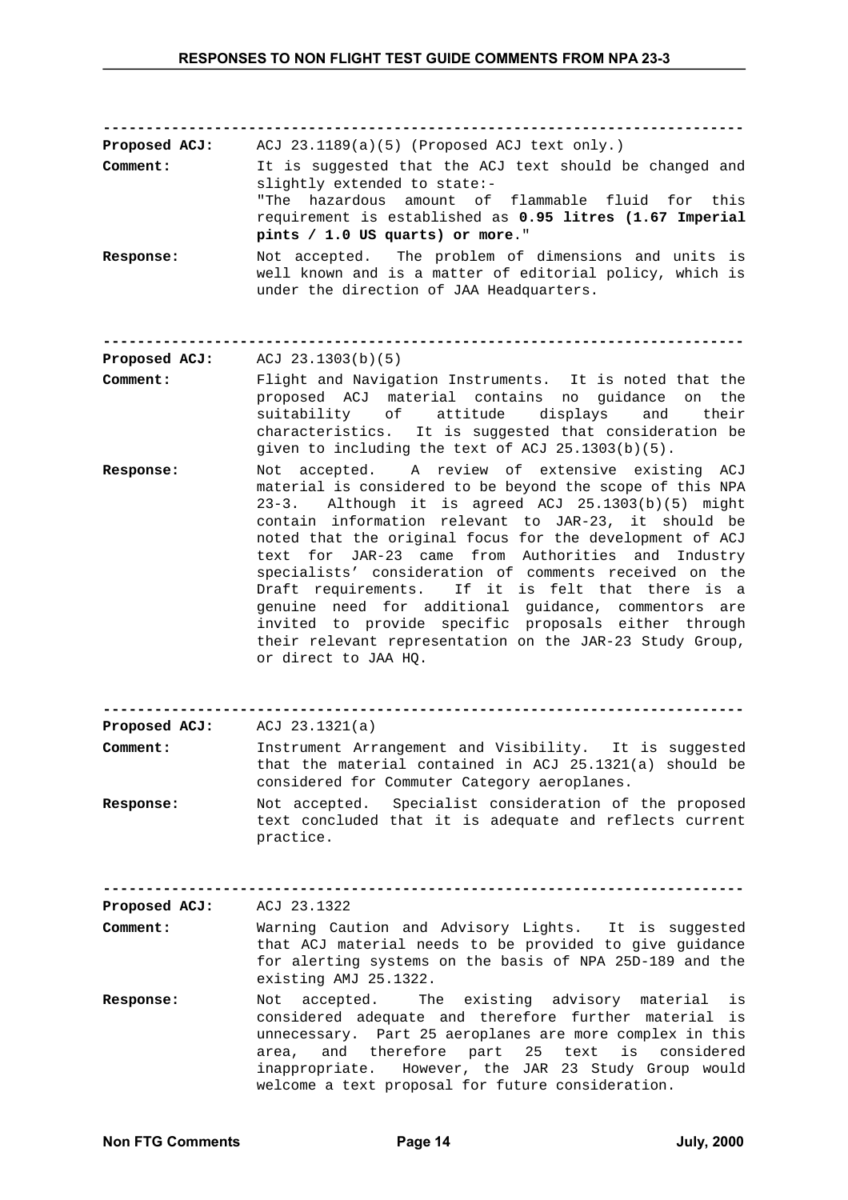---

**Proposed ACJ:** ACJ 23.1189(a)(5) (Proposed ACJ text only.)

**Comment:** It is suggested that the ACJ text should be changed and slightly extended to state:- "The hazardous amount of flammable fluid for this requirement is established as **0.95 litres (1.67 Imperial pints / 1.0 US quarts) or more**."

**Response:** Not accepted. The problem of dimensions and units is well known and is a matter of editorial policy, which is under the direction of JAA Headquarters.

---

**Proposed ACJ:** ACJ 23.1303(b)(5)

**Comment:** Flight and Navigation Instruments. It is noted that the proposed ACJ material contains no guidance on the suitability of attitude displays and their characteristics. It is suggested that consideration be given to including the text of ACJ 25.1303(b)(5).

**Response:** Not accepted. A review of extensive existing ACJ material is considered to be beyond the scope of this NPA 23-3. Although it is agreed ACJ 25.1303(b)(5) might contain information relevant to JAR-23, it should be noted that the original focus for the development of ACJ text for JAR-23 came from Authorities and Industry specialists' consideration of comments received on the Draft requirements. If it is felt that there is a genuine need for additional guidance, commentors are invited to provide specific proposals either through their relevant representation on the JAR-23 Study Group, or direct to JAA HQ.

---

**Proposed ACJ:** ACJ 23.1321(a)

**Comment:** Instrument Arrangement and Visibility. It is suggested that the material contained in ACJ 25.1321(a) should be considered for Commuter Category aeroplanes.

**Response:** Not accepted. Specialist consideration of the proposed text concluded that it is adequate and reflects current practice.

---

**Proposed ACJ:** ACJ 23.1322

**Comment:** Warning Caution and Advisory Lights. It is suggested that ACJ material needs to be provided to give guidance for alerting systems on the basis of NPA 25D-189 and the existing AMJ 25.1322.

**Response:** Not accepted. The existing advisory material is considered adequate and therefore further material is unnecessary. Part 25 aeroplanes are more complex in this area, and therefore part 25 text is considered inappropriate. However, the JAR 23 Study Group would welcome a text proposal for future consideration.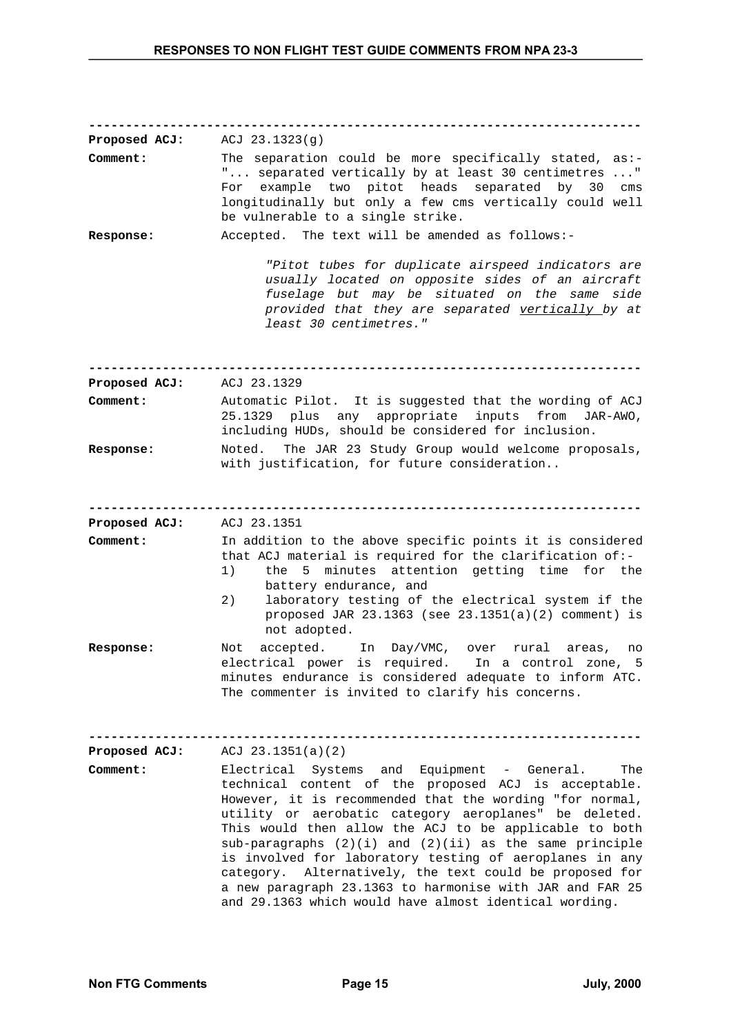---

**Proposed ACJ:** ACJ 23.1323(g)

**Comment:** The separation could be more specifically stated, as:- "... separated vertically by at least 30 centimetres ..." For example two pitot heads separated by 30 cms longitudinally but only a few cms vertically could well be vulnerable to a single strike.

**Response:** Accepted. The text will be amended as follows:-

> *"Pitot tubes for duplicate airspeed indicators are usually located on opposite sides of an aircraft fuselage but may be situated on the same side provided that they are separated <u>vertically</u> by at least 30 centimetres."*

---

**Proposed ACJ:** ACJ 23.1329

**Comment:** Automatic Pilot. It is suggested that the wording of ACJ 25.1329 plus any appropriate inputs from JAR-AWO, including HUDs, should be considered for inclusion.

**Response:** Noted. The JAR 23 Study Group would welcome proposals, with justification, for future consideration..

---

**Proposed ACJ:** ACJ 23.1351

**Comment:** In addition to the above specific points it is considered that ACJ material is required for the clarification of:-

1) the 5 minutes attention getting time for the battery endurance, and
2) laboratory testing of the electrical system if the proposed JAR 23.1363 (see 23.1351(a)(2) comment) is not adopted.

**Response:** Not accepted. In Day/VMC, over rural areas, no electrical power is required. In a control zone, 5 minutes endurance is considered adequate to inform ATC. The commenter is invited to clarify his concerns.

---

**Proposed ACJ:** ACJ 23.1351(a)(2)

**Comment:** Electrical Systems and Equipment - General. The technical content of the proposed ACJ is acceptable. However, it is recommended that the wording "for normal, utility or aerobatic category aeroplanes" be deleted. This would then allow the ACJ to be applicable to both sub-paragraphs (2)(i) and (2)(ii) as the same principle is involved for laboratory testing of aeroplanes in any category. Alternatively, the text could be proposed for a new paragraph 23.1363 to harmonise with JAR and FAR 25 and 29.1363 which would have almost identical wording.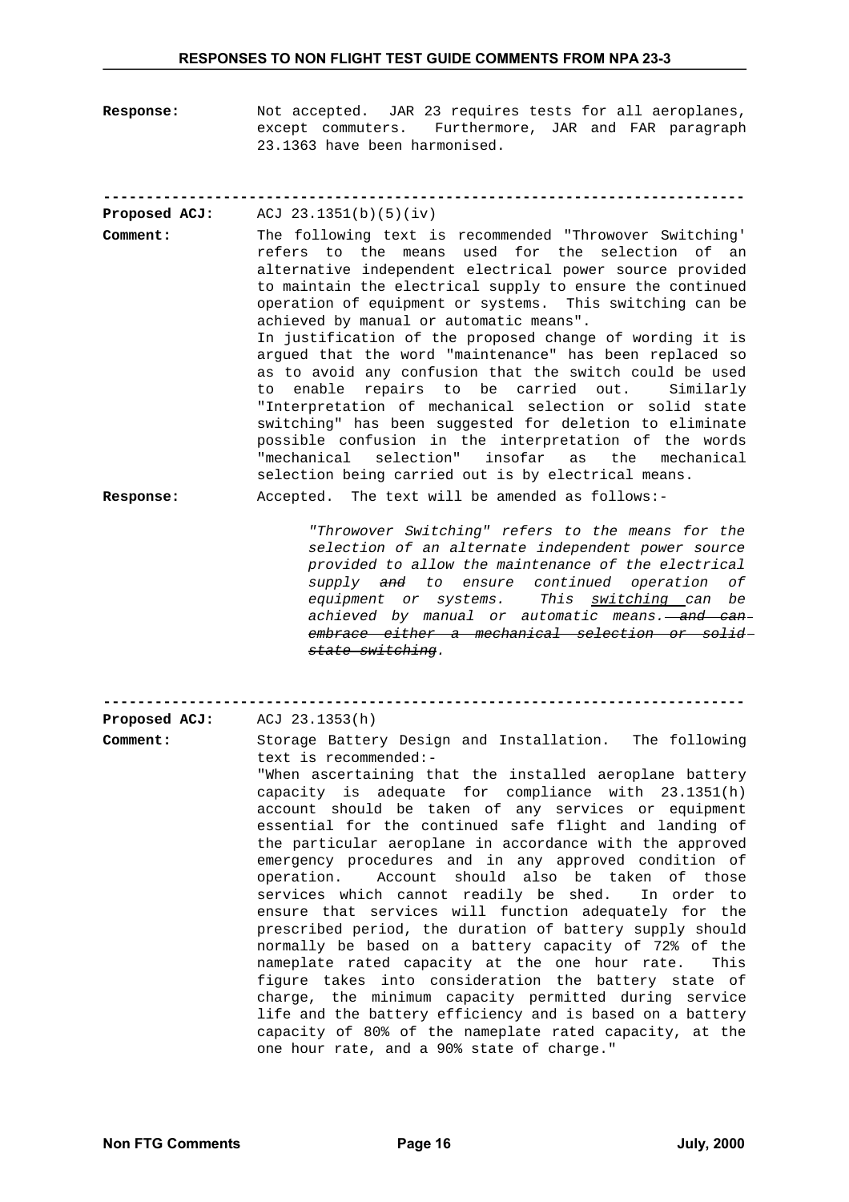**Response:** Not accepted. JAR 23 requires tests for all aeroplanes, except commuters. Furthermore, JAR and FAR paragraph 23.1363 have been harmonised.

---

**Proposed ACJ:** ACJ 23.1351(b)(5)(iv)

**Comment:** The following text is recommended "Throwover Switching' refers to the means used for the selection of an alternative independent electrical power source provided to maintain the electrical supply to ensure the continued operation of equipment or systems. This switching can be achieved by manual or automatic means".
In justification of the proposed change of wording it is argued that the word "maintenance" has been replaced so as to avoid any confusion that the switch could be used to enable repairs to be carried out. Similarly "Interpretation of mechanical selection or solid state switching" has been suggested for deletion to eliminate possible confusion in the interpretation of the words "mechanical selection" insofar as the mechanical selection being carried out is by electrical means.

**Response:** Accepted. The text will be amended as follows:-

> *"Throwover Switching" refers to the means for the selection of an alternate independent power source provided to allow the maintenance of the electrical supply ~~and~~ to ensure continued operation of equipment or systems. This <u>switching</u> can be achieved by manual or automatic means. ~~and can embrace either a mechanical selection or solid state switching~~.*

---

**Proposed ACJ:** ACJ 23.1353(h)

**Comment:** Storage Battery Design and Installation. The following text is recommended:-
"When ascertaining that the installed aeroplane battery capacity is adequate for compliance with 23.1351(h) account should be taken of any services or equipment essential for the continued safe flight and landing of the particular aeroplane in accordance with the approved emergency procedures and in any approved condition of operation. Account should also be taken of those services which cannot readily be shed. In order to ensure that services will function adequately for the prescribed period, the duration of battery supply should normally be based on a battery capacity of 72% of the nameplate rated capacity at the one hour rate. This figure takes into consideration the battery state of charge, the minimum capacity permitted during service life and the battery efficiency and is based on a battery capacity of 80% of the nameplate rated capacity, at the one hour rate, and a 90% state of charge."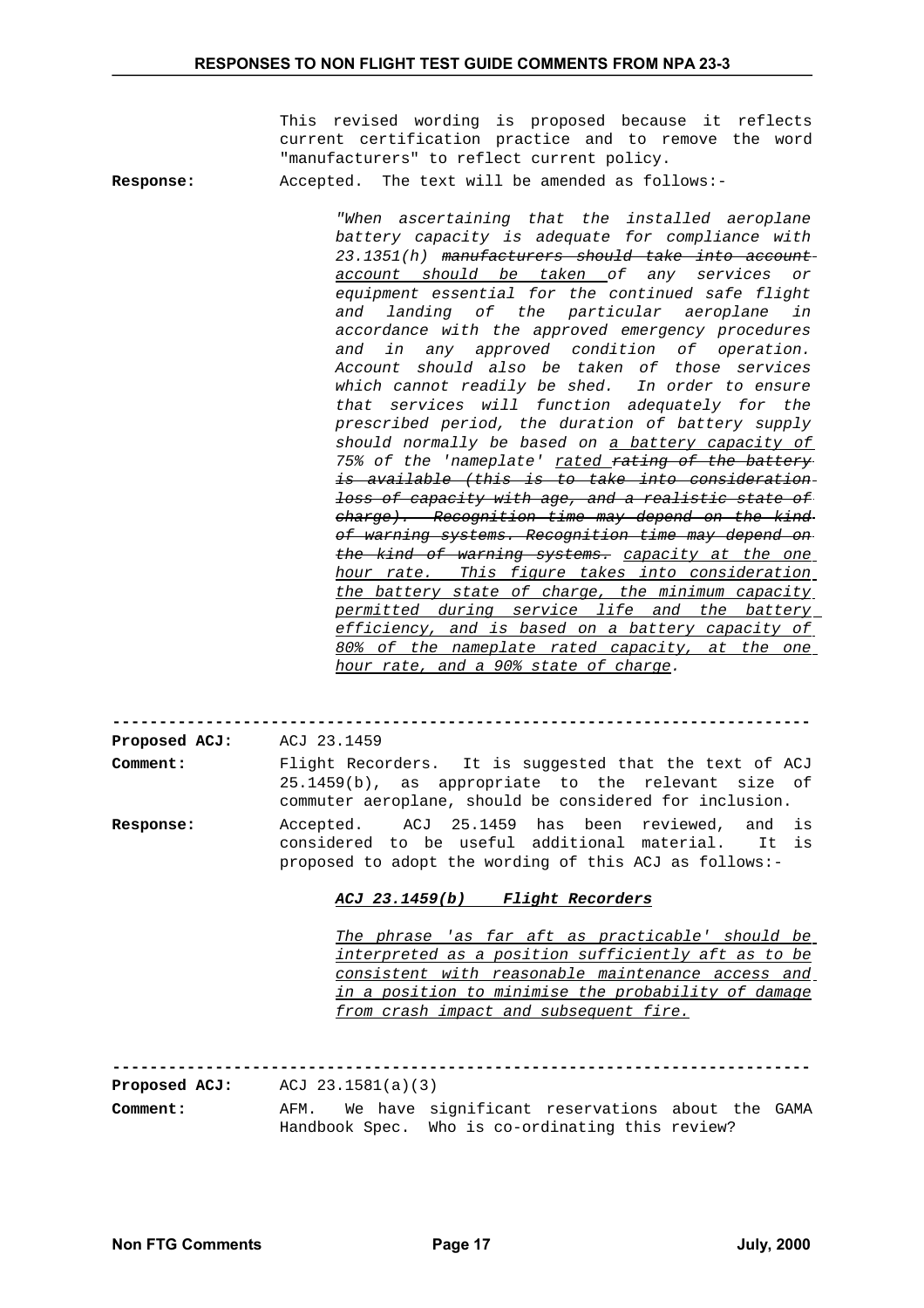This revised wording is proposed because it reflects current certification practice and to remove the word "manufacturers" to reflect current policy.

**Response:** Accepted. The text will be amended as follows:-

> *"When ascertaining that the installed aeroplane battery capacity is adequate for compliance with 23.1351(h) ~~manufacturers should take into account~~ <u>account should be taken</u> of any services or equipment essential for the continued safe flight and landing of the particular aeroplane in accordance with the approved emergency procedures and in any approved condition of operation. Account should also be taken of those services which cannot readily be shed. In order to ensure that services will function adequately for the prescribed period, the duration of battery supply should normally be based on <u>a battery capacity of</u> 75% of the 'nameplate' <u>rated</u> ~~rating of the battery is available (this is to take into consideration loss of capacity with age, and a realistic state of charge). Recognition time may depend on the kind of warning systems. Recognition time may depend on the kind of warning systems.~~ <u>capacity at the one hour rate. This figure takes into consideration the battery state of charge, the minimum capacity permitted during service life and the battery efficiency, and is based on a battery capacity of 80% of the nameplate rated capacity, at the one hour rate, and a 90% state of charge</u>.*

---

**Proposed ACJ:** ACJ 23.1459

**Comment:** Flight Recorders. It is suggested that the text of ACJ 25.1459(b), as appropriate to the relevant size of commuter aeroplane, should be considered for inclusion.

**Response:** Accepted. ACJ 25.1459 has been reviewed, and is considered to be useful additional material. It is proposed to adopt the wording of this ACJ as follows:-

> ***<u>ACJ 23.1459(b) Flight Recorders</u>***
>
> *<u>The phrase 'as far aft as practicable' should be interpreted as a position sufficiently aft as to be consistent with reasonable maintenance access and in a position to minimise the probability of damage from crash impact and subsequent fire.</u>*

---

**Proposed ACJ:** ACJ 23.1581(a)(3)

**Comment:** AFM. We have significant reservations about the GAMA Handbook Spec. Who is co-ordinating this review?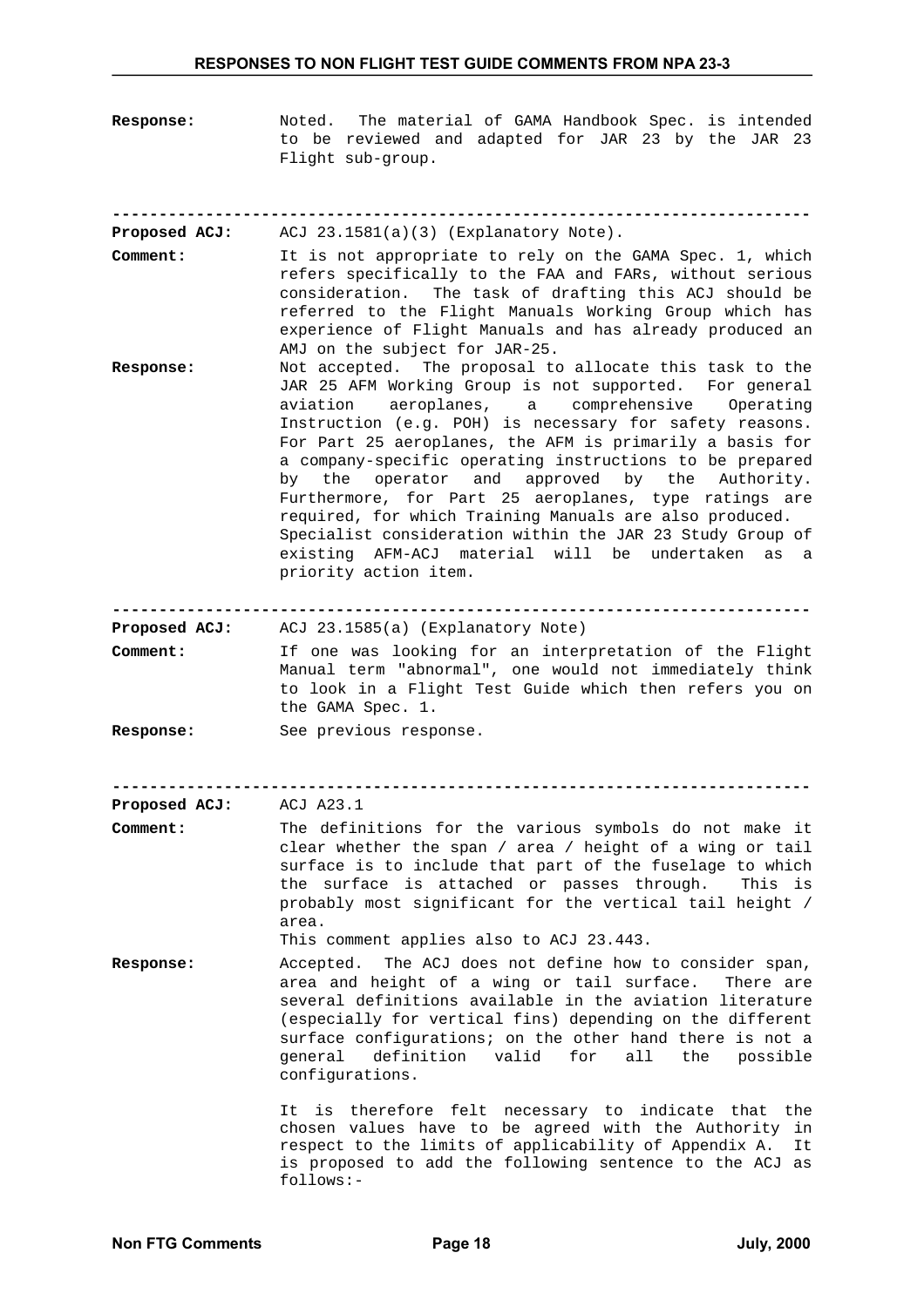**Response:** Noted. The material of GAMA Handbook Spec. is intended to be reviewed and adapted for JAR 23 by the JAR 23 Flight sub-group.

---

**Proposed ACJ:** ACJ 23.1581(a)(3) (Explanatory Note).

**Comment:** It is not appropriate to rely on the GAMA Spec. 1, which refers specifically to the FAA and FARs, without serious consideration. The task of drafting this ACJ should be referred to the Flight Manuals Working Group which has experience of Flight Manuals and has already produced an AMJ on the subject for JAR-25.

**Response:** Not accepted. The proposal to allocate this task to the JAR 25 AFM Working Group is not supported. For general aviation aeroplanes, a comprehensive Operating Instruction (e.g. POH) is necessary for safety reasons. For Part 25 aeroplanes, the AFM is primarily a basis for a company-specific operating instructions to be prepared by the operator and approved by the Authority. Furthermore, for Part 25 aeroplanes, type ratings are required, for which Training Manuals are also produced. Specialist consideration within the JAR 23 Study Group of existing AFM-ACJ material will be undertaken as a priority action item.

---

**Proposed ACJ:** ACJ 23.1585(a) (Explanatory Note)

**Comment:** If one was looking for an interpretation of the Flight Manual term "abnormal", one would not immediately think to look in a Flight Test Guide which then refers you on the GAMA Spec. 1.

**Response:** See previous response.

---

**Proposed ACJ:** ACJ A23.1

**Comment:** The definitions for the various symbols do not make it clear whether the span / area / height of a wing or tail surface is to include that part of the fuselage to which the surface is attached or passes through. This is probably most significant for the vertical tail height / area.
This comment applies also to ACJ 23.443.

**Response:** Accepted. The ACJ does not define how to consider span, area and height of a wing or tail surface. There are several definitions available in the aviation literature (especially for vertical fins) depending on the different surface configurations; on the other hand there is not a general definition valid for all the possible configurations.

It is therefore felt necessary to indicate that the chosen values have to be agreed with the Authority in respect to the limits of applicability of Appendix A. It is proposed to add the following sentence to the ACJ as follows:-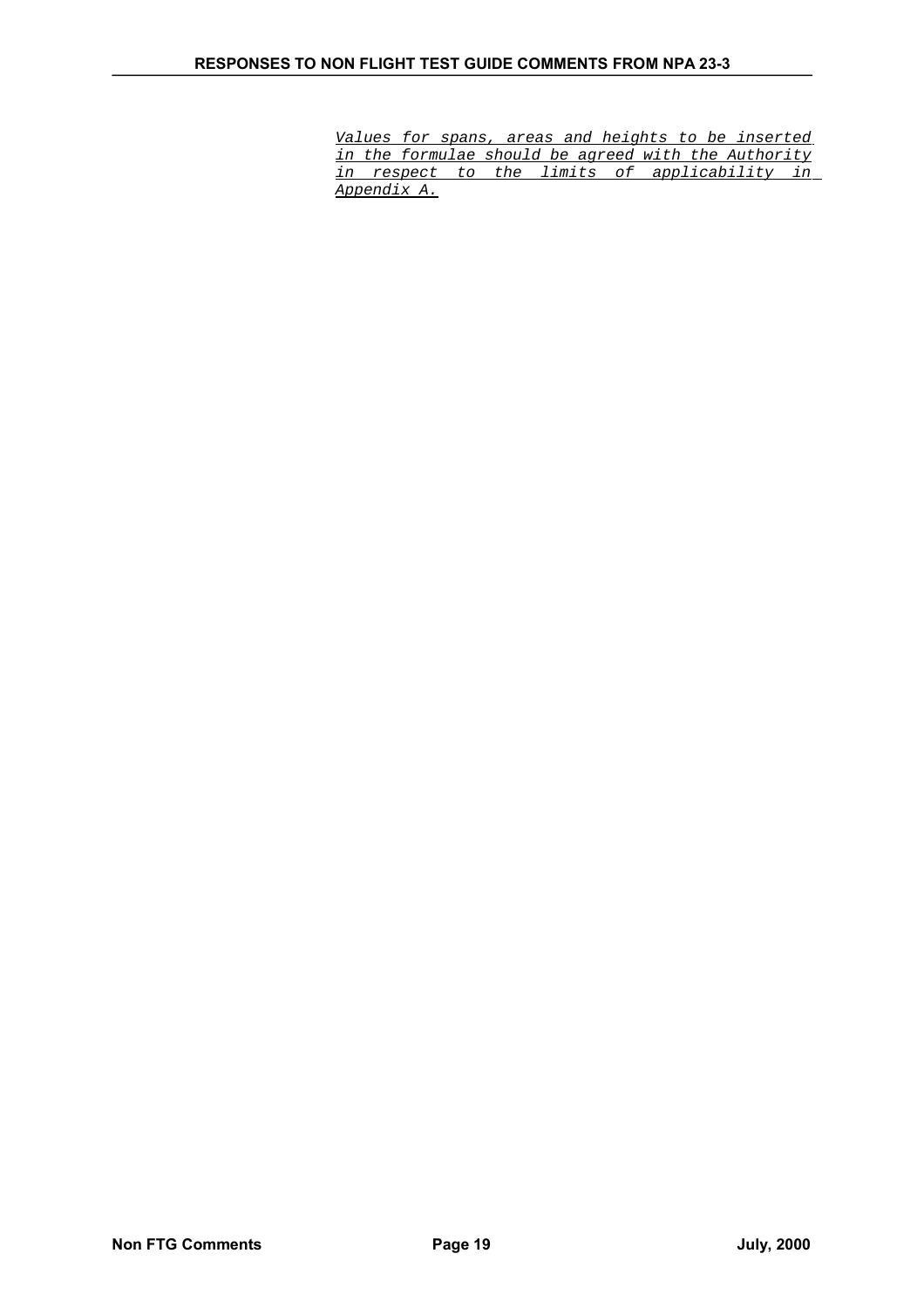<u>Values for spans, areas and heights to be inserted in the formulae should be agreed with the Authority in respect to the limits of applicability in Appendix A.</u>